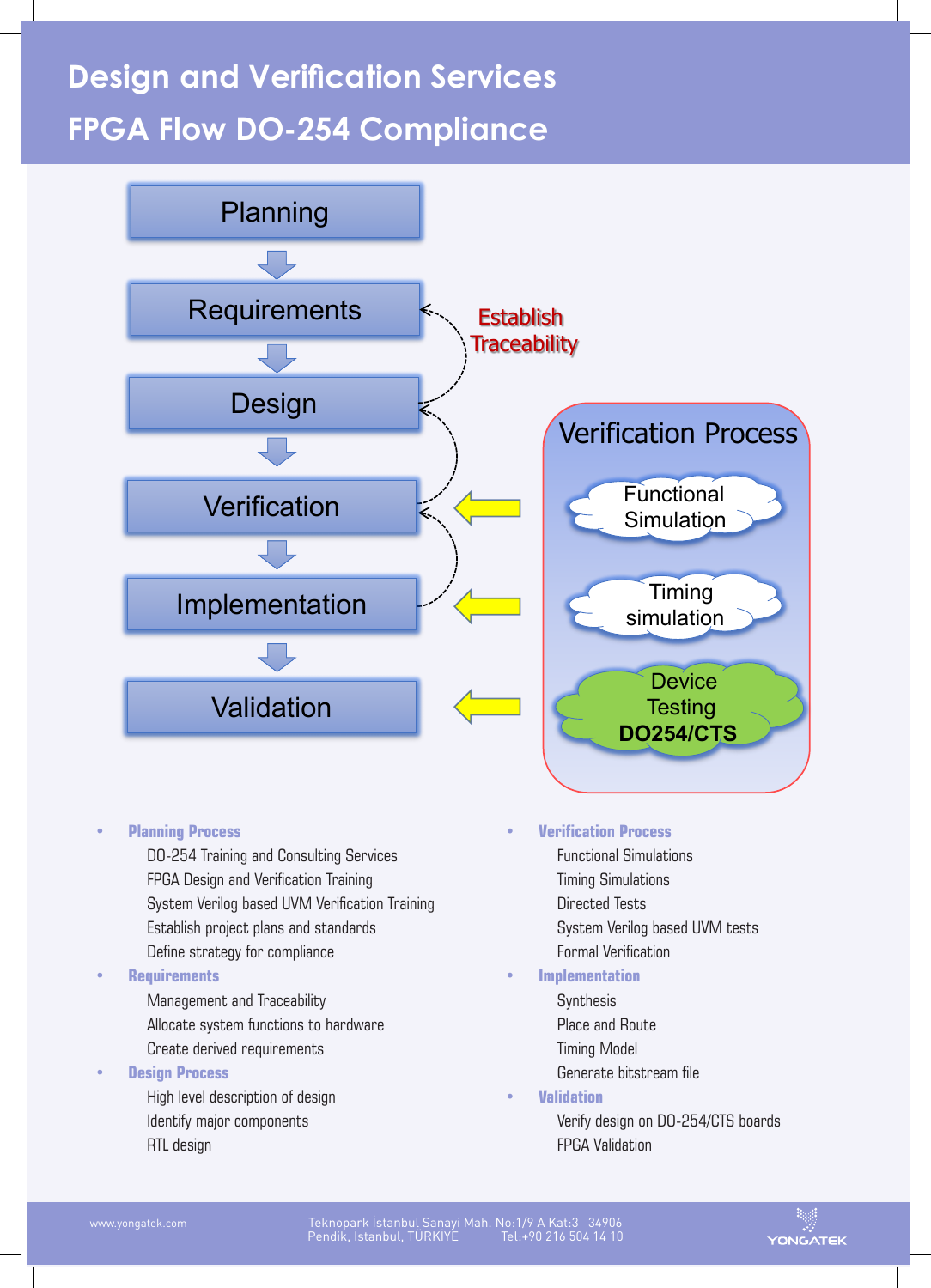# Design and Verification Services

# FPGA Flow DO-254 Compliance

Planning

Requirements

Design

Verification

Implementation

Validation

Establish Traceability

Verification Process

Functional Simulation

Timing simulation

Device Testing **DO254/CTS**

- **Planning Process**
  - DO-254 Training and Consulting Services
  - FPGA Design and Verification Training
  - System Verilog based UVM Verification Training
  - Establish project plans and standards
  - Define strategy for compliance
- **Requirements**
  - Management and Traceability
  - Allocate system functions to hardware
  - Create derived requirements
- **Design Process**
  - High level description of design
  - Identify major components
  - RTL design
- **Verification Process**
  - Functional Simulations
  - Timing Simulations
  - Directed Tests
  - System Verilog based UVM tests
  - Formal Verification
- **Implementation**
  - Synthesis
  - Place and Route
  - Timing Model
  - Generate bitstream file
- **Validation**
  - Verify design on DO-254/CTS boards
  - FPGA Validation

www.yongatek.com

Teknopark İstanbul Sanayi Mah. No:1/9 A Kat:3 34906
Pendik, İstanbul, TÜRKİYE Tel:+90 216 504 14 10

YONGATEK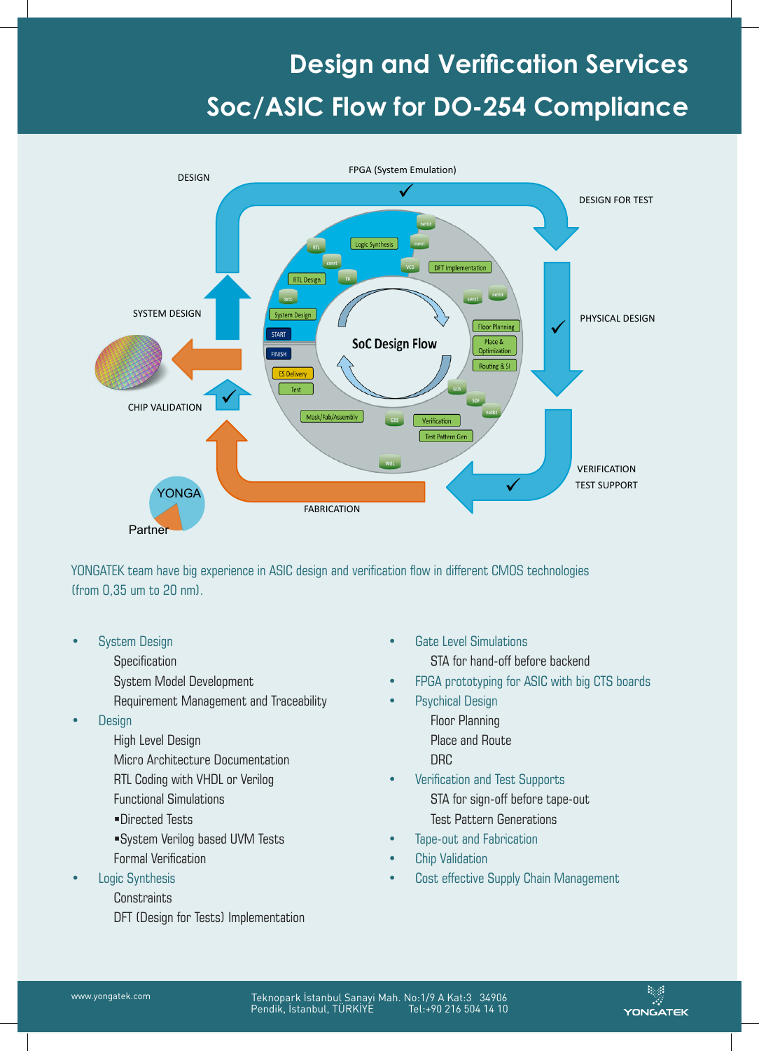# Design and Verification Services

# Soc/ASIC Flow for DO-254 Compliance

DESIGN

FPGA (System Emulation)

DESIGN FOR TEST

SYSTEM DESIGN

PHYSICAL DESIGN

CHIP VALIDATION

VERIFICATION
TEST SUPPORT

FABRICATION

YONGA
Partner

SoC Design Flow

Logic Synthesis
RTL Design
System Design
START
FINISH
ES Delivery
Test
Mask/Fab/Assembly
DFT Implementation
Floor Planning
Place & Optimization
Routing & SI
Verification
Test Pattern Gen

YONGATEK team have big experience in ASIC design and verification flow in different CMOS technologies (from 0,35 um to 20 nm).

- System Design
  - Specification
  - System Model Development
  - Requirement Management and Traceability
- Design
  - High Level Design
  - Micro Architecture Documentation
  - RTL Coding with VHDL or Verilog
  - Functional Simulations
    - ▪Directed Tests
    - ▪System Verilog based UVM Tests
  - Formal Verification
- Logic Synthesis
  - Constraints
  - DFT (Design for Tests) Implementation
- Gate Level Simulations
  - STA for hand-off before backend
- FPGA prototyping for ASIC with big CTS boards
- Psychical Design
  - Floor Planning
  - Place and Route
  - DRC
- Verification and Test Supports
  - STA for sign-off before tape-out
  - Test Pattern Generations
- Tape-out and Fabrication
- Chip Validation
- Cost effective Supply Chain Management

www.yongatek.com

Teknopark İstanbul Sanayi Mah. No:1/9 A Kat:3 34906
Pendik, İstanbul, TÜRKİYE Tel:+90 216 504 14 10

YONGATEK